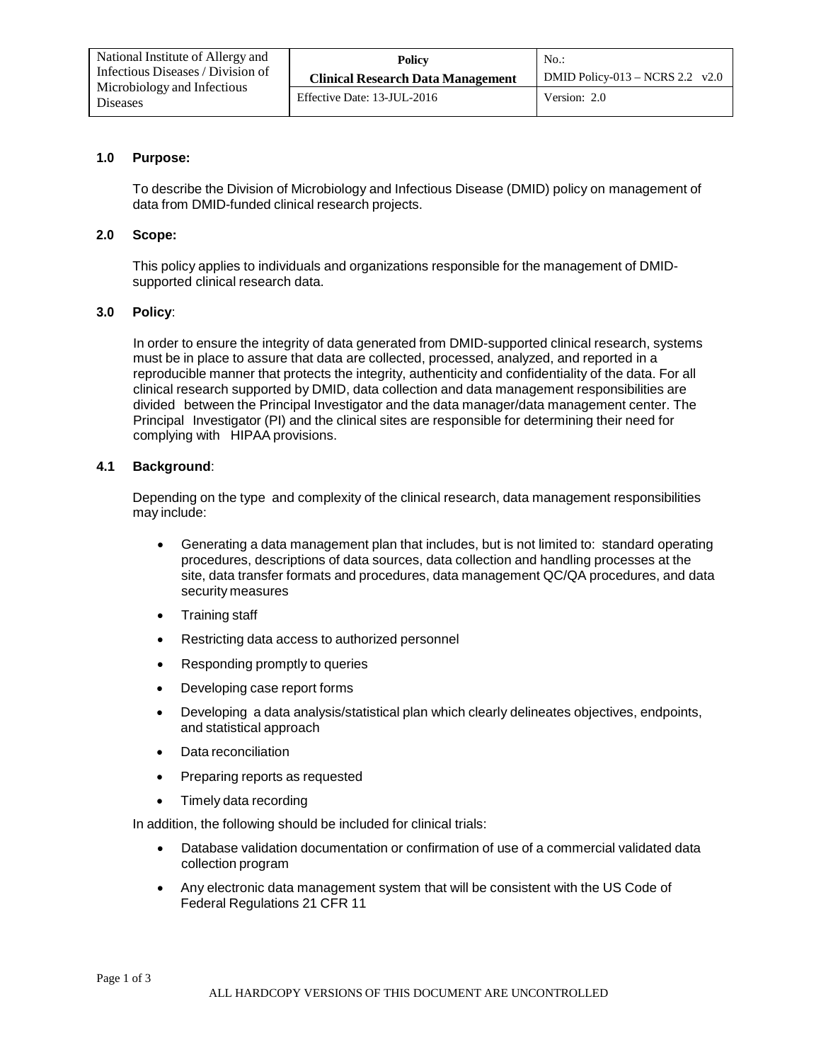| National Institute of Allergy and Infectious Diseases / Division of Microbiology and Infectious Diseases | **Policy**<br>**Clinical Research Data Management** | No.:<br>DMID Policy-013 – NCRS 2.2 v2.0 |
| --- | --- | --- |
| | Effective Date: 13-JUL-2016 | Version: 2.0 |

## 1.0 Purpose:

To describe the Division of Microbiology and Infectious Disease (DMID) policy on management of data from DMID-funded clinical research projects.

## 2.0 Scope:

This policy applies to individuals and organizations responsible for the management of DMID-supported clinical research data.

## 3.0 Policy:

In order to ensure the integrity of data generated from DMID-supported clinical research, systems must be in place to assure that data are collected, processed, analyzed, and reported in a reproducible manner that protects the integrity, authenticity and confidentiality of the data. For all clinical research supported by DMID, data collection and data management responsibilities are divided between the Principal Investigator and the data manager/data management center. The Principal Investigator (PI) and the clinical sites are responsible for determining their need for complying with HIPAA provisions.

## 4.1 Background:

Depending on the type and complexity of the clinical research, data management responsibilities may include:

- Generating a data management plan that includes, but is not limited to: standard operating procedures, descriptions of data sources, data collection and handling processes at the site, data transfer formats and procedures, data management QC/QA procedures, and data security measures
- Training staff
- Restricting data access to authorized personnel
- Responding promptly to queries
- Developing case report forms
- Developing a data analysis/statistical plan which clearly delineates objectives, endpoints, and statistical approach
- Data reconciliation
- Preparing reports as requested
- Timely data recording

In addition, the following should be included for clinical trials:

- Database validation documentation or confirmation of use of a commercial validated data collection program
- Any electronic data management system that will be consistent with the US Code of Federal Regulations 21 CFR 11

ALL HARDCOPY VERSIONS OF THIS DOCUMENT ARE UNCONTROLLED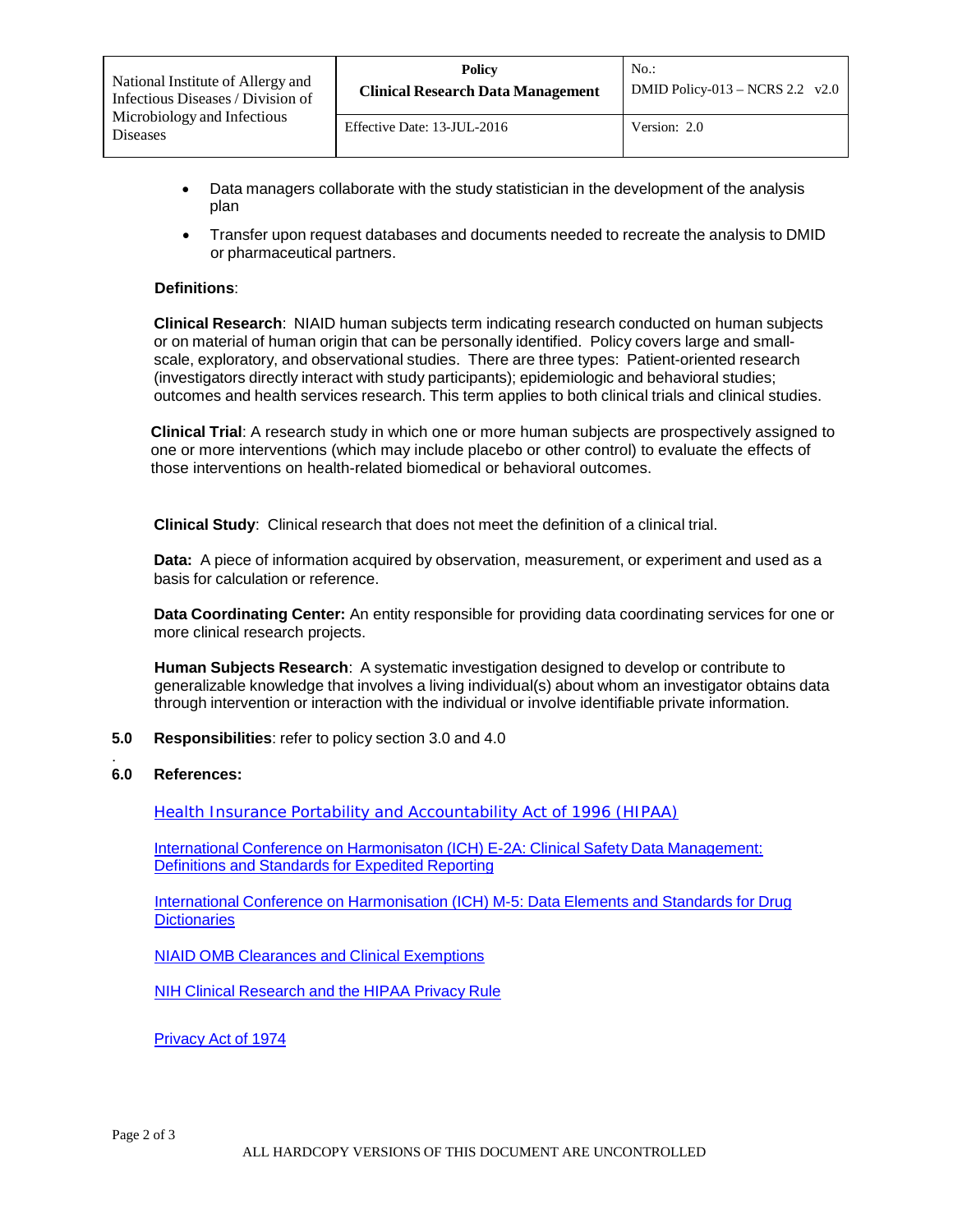- Data managers collaborate with the study statistician in the development of the analysis plan
- Transfer upon request databases and documents needed to recreate the analysis to DMID or pharmaceutical partners.

**Definitions**:

**Clinical Research**: NIAID human subjects term indicating research conducted on human subjects or on material of human origin that can be personally identified. Policy covers large and small-scale, exploratory, and observational studies. There are three types: Patient-oriented research (investigators directly interact with study participants); epidemiologic and behavioral studies; outcomes and health services research. This term applies to both clinical trials and clinical studies.

**Clinical Trial**: A research study in which one or more human subjects are prospectively assigned to one or more interventions (which may include placebo or other control) to evaluate the effects of those interventions on health-related biomedical or behavioral outcomes.

**Clinical Study**: Clinical research that does not meet the definition of a clinical trial.

**Data:** A piece of information acquired by observation, measurement, or experiment and used as a basis for calculation or reference.

**Data Coordinating Center:** An entity responsible for providing data coordinating services for one or more clinical research projects.

**Human Subjects Research**: A systematic investigation designed to develop or contribute to generalizable knowledge that involves a living individual(s) about whom an investigator obtains data through intervention or interaction with the individual or involve identifiable private information.

**5.0 Responsibilities**: refer to policy section 3.0 and 4.0

**6.0 References:**

[Health Insurance Portability and Accountability Act of 1996 (HIPAA)]

[International Conference on Harmonisaton (ICH) E-2A: Clinical Safety Data Management: Definitions and Standards for Expedited Reporting]

[International Conference on Harmonisation (ICH) M-5: Data Elements and Standards for Drug Dictionaries]

[NIAID OMB Clearances and Clinical Exemptions]

[NIH Clinical Research and the HIPAA Privacy Rule]

[Privacy Act of 1974]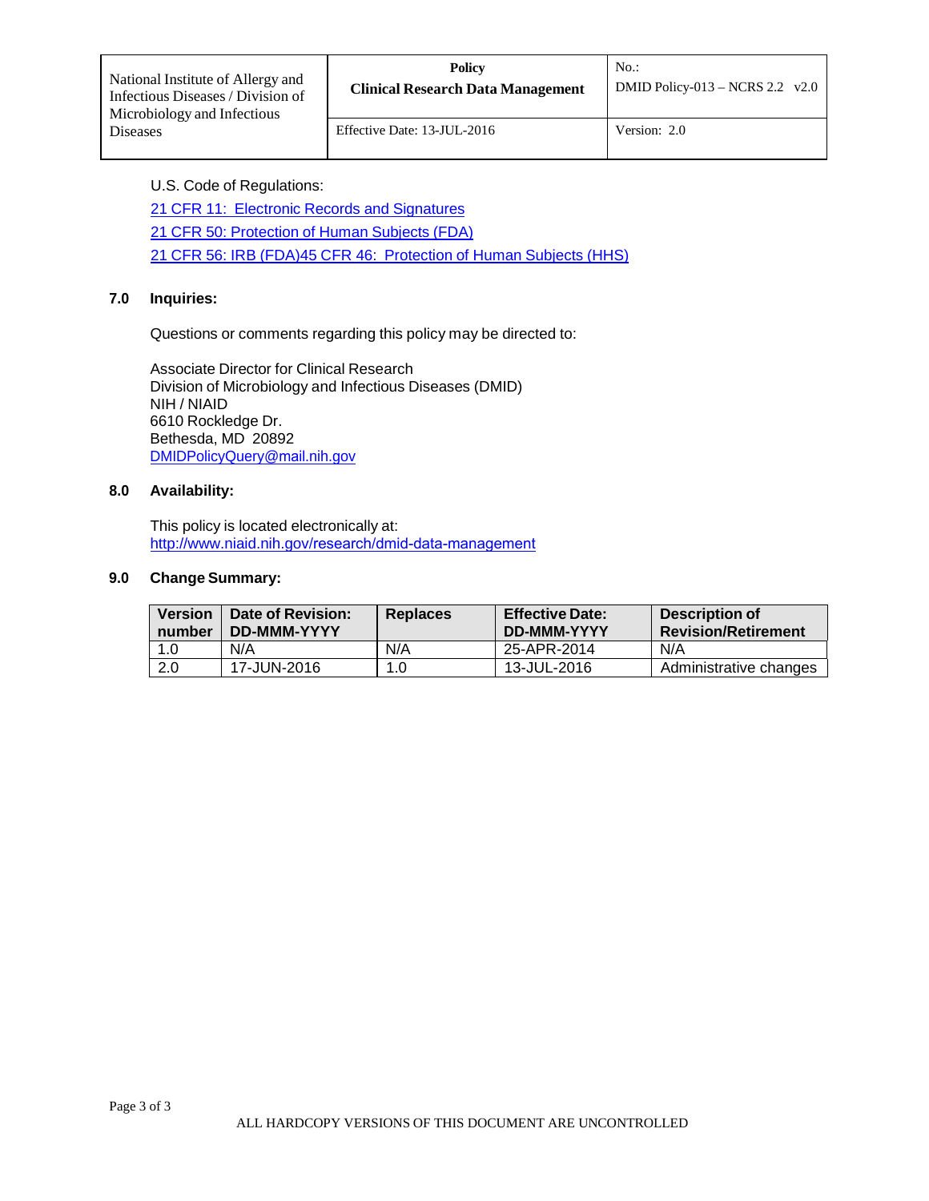U.S. Code of Regulations:

21 CFR 11: Electronic Records and Signatures

21 CFR 50: Protection of Human Subjects (FDA)

21 CFR 56: IRB (FDA)45 CFR 46: Protection of Human Subjects (HHS)

## 7.0 Inquiries:

Questions or comments regarding this policy may be directed to:

Associate Director for Clinical Research
Division of Microbiology and Infectious Diseases (DMID)
NIH / NIAID
6610 Rockledge Dr.
Bethesda, MD 20892
DMIDPolicyQuery@mail.nih.gov

## 8.0 Availability:

This policy is located electronically at:
http://www.niaid.nih.gov/research/dmid-data-management

## 9.0 Change Summary:

| Version number | Date of Revision: DD-MMM-YYYY | Replaces | Effective Date: DD-MMM-YYYY | Description of Revision/Retirement |
|---|---|---|---|---|
| 1.0 | N/A | N/A | 25-APR-2014 | N/A |
| 2.0 | 17-JUN-2016 | 1.0 | 13-JUL-2016 | Administrative changes |